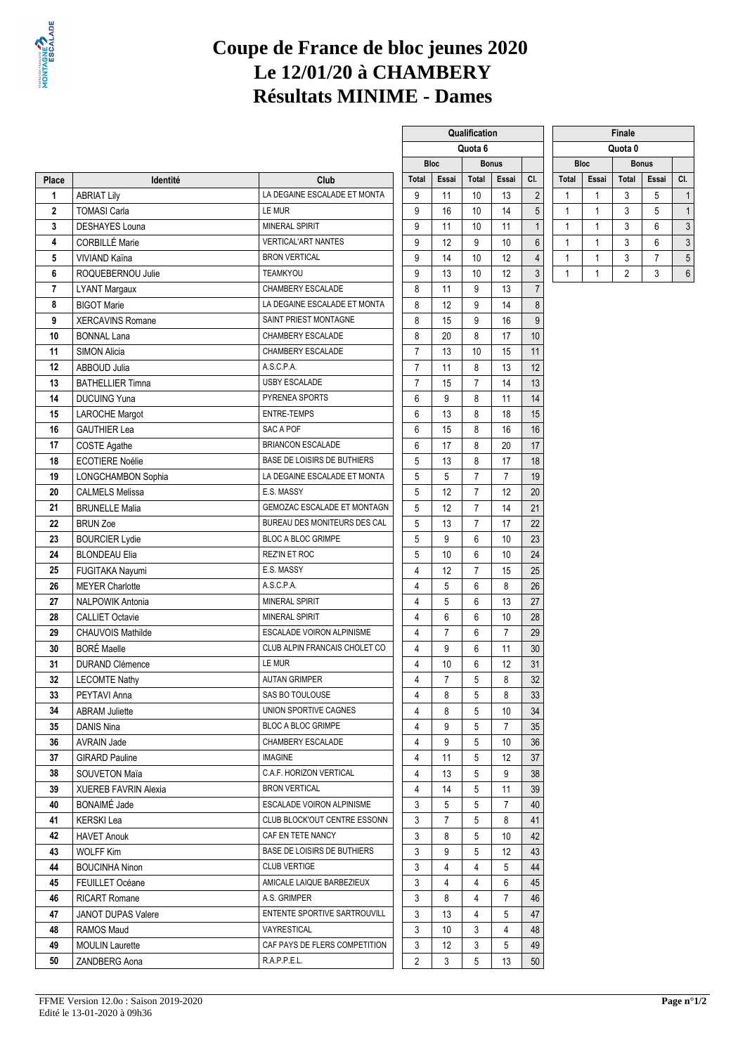# Coupe de France de bloc jeunes 2020
# Le 12/01/20 à CHAMBERY
# Résultats MINIME - Dames

| Place | Identité | Club | Qualification Quota 6 Bloc Total | Bloc Essai | Bonus Total | Bonus Essai | Cl. | Finale Quota 0 Bloc Total | Bloc Essai | Bonus Total | Bonus Essai | Cl. |
|---|---|---|---|---|---|---|---|---|---|---|---|---|
| 1 | ABRIAT Lily | LA DEGAINE ESCALADE ET MONTA | 9 | 11 | 10 | 13 | 2 | 1 | 1 | 3 | 5 | 1 |
| 2 | TOMASI Carla | LE MUR | 9 | 16 | 10 | 14 | 5 | 1 | 1 | 3 | 5 | 1 |
| 3 | DESHAYES Louna | MINERAL SPIRIT | 9 | 11 | 10 | 11 | 1 | 1 | 1 | 3 | 6 | 3 |
| 4 | CORBILLÉ Marie | VERTICAL'ART NANTES | 9 | 12 | 9 | 10 | 6 | 1 | 1 | 3 | 6 | 3 |
| 5 | VIVIAND Kaïna | BRON VERTICAL | 9 | 14 | 10 | 12 | 4 | 1 | 1 | 3 | 7 | 5 |
| 6 | ROQUEBERNOU Julie | TEAMKYOU | 9 | 13 | 10 | 12 | 3 | 1 | 1 | 2 | 3 | 6 |
| 7 | LYANT Margaux | CHAMBERY ESCALADE | 8 | 11 | 9 | 13 | 7 | | | | | |
| 8 | BIGOT Marie | LA DEGAINE ESCALADE ET MONTA | 8 | 12 | 9 | 14 | 8 | | | | | |
| 9 | XERCAVINS Romane | SAINT PRIEST MONTAGNE | 8 | 15 | 9 | 16 | 9 | | | | | |
| 10 | BONNAL Lana | CHAMBERY ESCALADE | 8 | 20 | 8 | 17 | 10 | | | | | |
| 11 | SIMON Alicia | CHAMBERY ESCALADE | 7 | 13 | 10 | 15 | 11 | | | | | |
| 12 | ABBOUD Julia | A.S.C.P.A. | 7 | 11 | 8 | 13 | 12 | | | | | |
| 13 | BATHELLIER Timna | USBY ESCALADE | 7 | 15 | 7 | 14 | 13 | | | | | |
| 14 | DUCUING Yuna | PYRENEA SPORTS | 6 | 9 | 8 | 11 | 14 | | | | | |
| 15 | LAROCHE Margot | ENTRE-TEMPS | 6 | 13 | 8 | 18 | 15 | | | | | |
| 16 | GAUTHIER Lea | SAC A POF | 6 | 15 | 8 | 16 | 16 | | | | | |
| 17 | COSTE Agathe | BRIANCON ESCALADE | 6 | 17 | 8 | 20 | 17 | | | | | |
| 18 | ECOTIERE Noélie | BASE DE LOISIRS DE BUTHIERS | 5 | 13 | 8 | 17 | 18 | | | | | |
| 19 | LONGCHAMBON Sophia | LA DEGAINE ESCALADE ET MONTA | 5 | 5 | 7 | 7 | 19 | | | | | |
| 20 | CALMELS Melissa | E.S. MASSY | 5 | 12 | 7 | 12 | 20 | | | | | |
| 21 | BRUNELLE Malia | GEMOZAC ESCALADE ET MONTAGN | 5 | 12 | 7 | 14 | 21 | | | | | |
| 22 | BRUN Zoe | BUREAU DES MONITEURS DES CAL | 5 | 13 | 7 | 17 | 22 | | | | | |
| 23 | BOURCIER Lydie | BLOC A BLOC GRIMPE | 5 | 9 | 6 | 10 | 23 | | | | | |
| 24 | BLONDEAU Elia | REZ'IN ET ROC | 5 | 10 | 6 | 10 | 24 | | | | | |
| 25 | FUGITAKA Nayumi | E.S. MASSY | 4 | 12 | 7 | 15 | 25 | | | | | |
| 26 | MEYER Charlotte | A.S.C.P.A. | 4 | 5 | 6 | 8 | 26 | | | | | |
| 27 | NALPOWIK Antonia | MINERAL SPIRIT | 4 | 5 | 6 | 13 | 27 | | | | | |
| 28 | CALLIET Octavie | MINERAL SPIRIT | 4 | 6 | 6 | 10 | 28 | | | | | |
| 29 | CHAUVOIS Mathilde | ESCALADE VOIRON ALPINISME | 4 | 7 | 6 | 7 | 29 | | | | | |
| 30 | BORÉ Maelle | CLUB ALPIN FRANCAIS CHOLET CO | 4 | 9 | 6 | 11 | 30 | | | | | |
| 31 | DURAND Clémence | LE MUR | 4 | 10 | 6 | 12 | 31 | | | | | |
| 32 | LECOMTE Nathy | AUTAN GRIMPER | 4 | 7 | 5 | 8 | 32 | | | | | |
| 33 | PEYTAVI Anna | SAS BO TOULOUSE | 4 | 8 | 5 | 8 | 33 | | | | | |
| 34 | ABRAM Juliette | UNION SPORTIVE CAGNES | 4 | 8 | 5 | 10 | 34 | | | | | |
| 35 | DANIS Nina | BLOC A BLOC GRIMPE | 4 | 9 | 5 | 7 | 35 | | | | | |
| 36 | AVRAIN Jade | CHAMBERY ESCALADE | 4 | 9 | 5 | 10 | 36 | | | | | |
| 37 | GIRARD Pauline | IMAGINE | 4 | 11 | 5 | 12 | 37 | | | | | |
| 38 | SOUVETON Maïa | C.A.F. HORIZON VERTICAL | 4 | 13 | 5 | 9 | 38 | | | | | |
| 39 | XUEREB FAVRIN Alexia | BRON VERTICAL | 4 | 14 | 5 | 11 | 39 | | | | | |
| 40 | BONAIMÉ Jade | ESCALADE VOIRON ALPINISME | 3 | 5 | 5 | 7 | 40 | | | | | |
| 41 | KERSKI Lea | CLUB BLOCK'OUT CENTRE ESSONN | 3 | 7 | 5 | 8 | 41 | | | | | |
| 42 | HAVET Anouk | CAF EN TETE NANCY | 3 | 8 | 5 | 10 | 42 | | | | | |
| 43 | WOLFF Kim | BASE DE LOISIRS DE BUTHIERS | 3 | 9 | 5 | 12 | 43 | | | | | |
| 44 | BOUCINHA Ninon | CLUB VERTIGE | 3 | 4 | 4 | 5 | 44 | | | | | |
| 45 | FEUILLET Océane | AMICALE LAIQUE BARBEZIEUX | 3 | 4 | 4 | 6 | 45 | | | | | |
| 46 | RICART Romane | A.S. GRIMPER | 3 | 8 | 4 | 7 | 46 | | | | | |
| 47 | JANOT DUPAS Valere | ENTENTE SPORTIVE SARTROUVILL | 3 | 13 | 4 | 5 | 47 | | | | | |
| 48 | RAMOS Maud | VAYRESTICAL | 3 | 10 | 3 | 4 | 48 | | | | | |
| 49 | MOULIN Laurette | CAF PAYS DE FLERS COMPETITION | 3 | 12 | 3 | 5 | 49 | | | | | |
| 50 | ZANDBERG Aona | R.A.P.P.E.L. | 2 | 3 | 5 | 13 | 50 | | | | | |

FFME Version 12.0o : Saison 2019-2020
Edité le 13-01-2020 à 09h36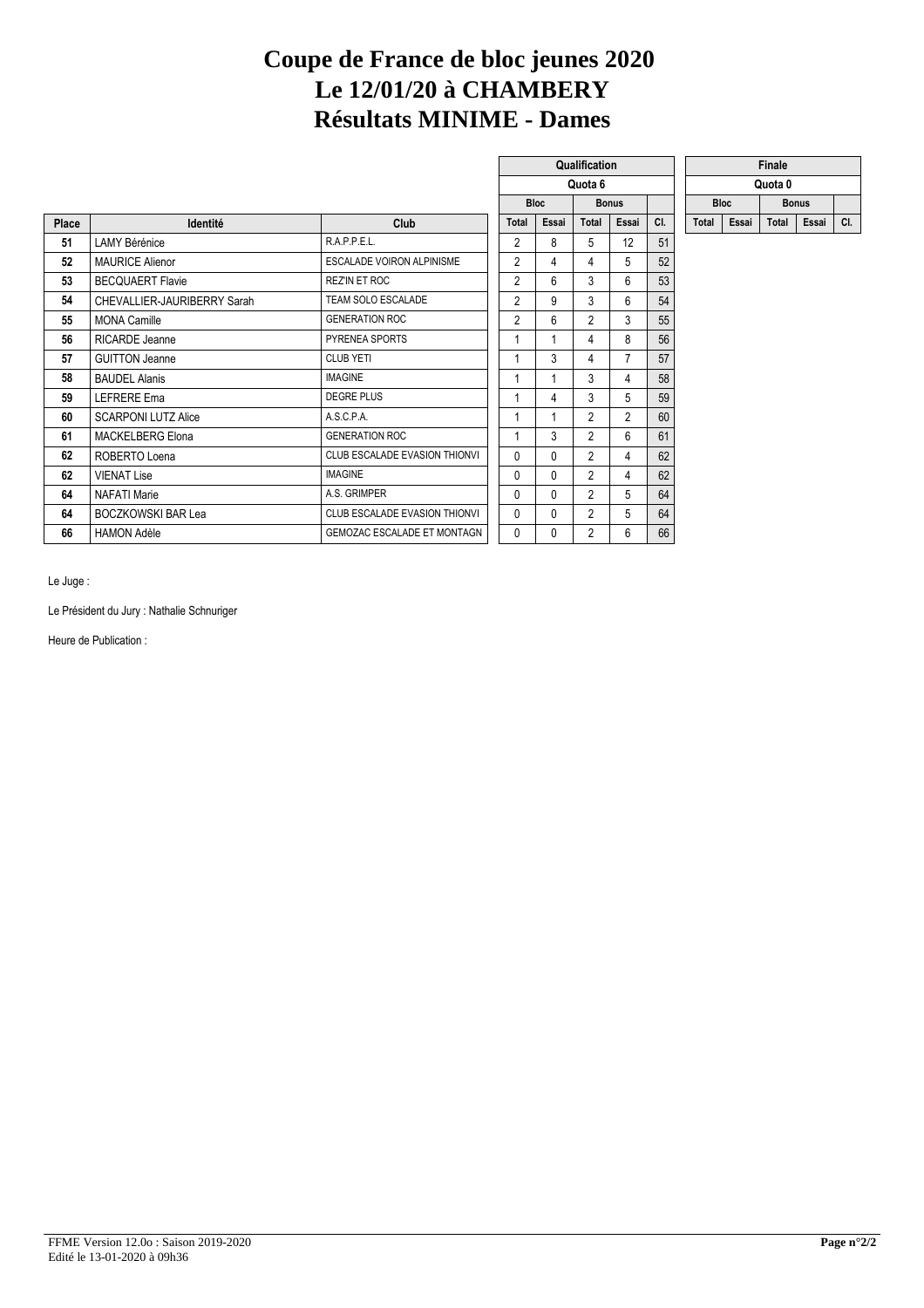# Coupe de France de bloc jeunes 2020
# Le 12/01/20 à CHAMBERY
# Résultats MINIME - Dames

| | | | Qualification | | | | | Finale | | | | |
|---|---|---|---|---|---|---|---|---|---|---|---|---|
| | | | Quota 6 | | | | | Quota 0 | | | | |
| | | | Bloc | | Bonus | | | Bloc | | Bonus | | |
| **Place** | **Identité** | **Club** | **Total** | **Essai** | **Total** | **Essai** | **Cl.** | **Total** | **Essai** | **Total** | **Essai** | **Cl.** |
| 51 | LAMY Bérénice | R.A.P.P.E.L. | 2 | 8 | 5 | 12 | 51 | | | | | |
| 52 | MAURICE Alienor | ESCALADE VOIRON ALPINISME | 2 | 4 | 4 | 5 | 52 | | | | | |
| 53 | BECQUAERT Flavie | REZ'IN ET ROC | 2 | 6 | 3 | 6 | 53 | | | | | |
| 54 | CHEVALLIER-JAURIBERRY Sarah | TEAM SOLO ESCALADE | 2 | 9 | 3 | 6 | 54 | | | | | |
| 55 | MONA Camille | GENERATION ROC | 2 | 6 | 2 | 3 | 55 | | | | | |
| 56 | RICARDE Jeanne | PYRENEA SPORTS | 1 | 1 | 4 | 8 | 56 | | | | | |
| 57 | GUITTON Jeanne | CLUB YETI | 1 | 3 | 4 | 7 | 57 | | | | | |
| 58 | BAUDEL Alanis | IMAGINE | 1 | 1 | 3 | 4 | 58 | | | | | |
| 59 | LEFRERE Ema | DEGRE PLUS | 1 | 4 | 3 | 5 | 59 | | | | | |
| 60 | SCARPONI LUTZ Alice | A.S.C.P.A. | 1 | 1 | 2 | 2 | 60 | | | | | |
| 61 | MACKELBERG Elona | GENERATION ROC | 1 | 3 | 2 | 6 | 61 | | | | | |
| 62 | ROBERTO Loena | CLUB ESCALADE EVASION THIONVI | 0 | 0 | 2 | 4 | 62 | | | | | |
| 62 | VIENAT Lise | IMAGINE | 0 | 0 | 2 | 4 | 62 | | | | | |
| 64 | NAFATI Marie | A.S. GRIMPER | 0 | 0 | 2 | 5 | 64 | | | | | |
| 64 | BOCZKOWSKI BAR Lea | CLUB ESCALADE EVASION THIONVI | 0 | 0 | 2 | 5 | 64 | | | | | |
| 66 | HAMON Adèle | GEMOZAC ESCALADE ET MONTAGN | 0 | 0 | 2 | 6 | 66 | | | | | |

Le Juge :

Le Président du Jury : Nathalie Schnuriger

Heure de Publication :

FFME Version 12.0o : Saison 2019-2020
Edité le 13-01-2020 à 09h36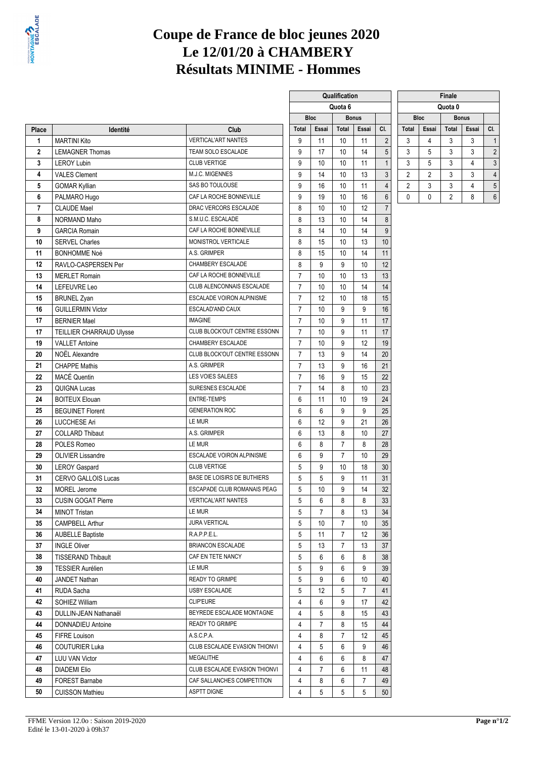# Coupe de France de bloc jeunes 2020
# Le 12/01/20 à CHAMBERY
# Résultats MINIME - Hommes

| Place | Identité | Club | Qualification Quota 6 Bloc Total | Bloc Essai | Bonus Total | Bonus Essai | Cl. | Finale Quota 0 Bloc Total | Bloc Essai | Bonus Total | Bonus Essai | Cl. |
|---|---|---|---|---|---|---|---|---|---|---|---|---|
| 1 | MARTINI Kito | VERTICAL'ART NANTES | 9 | 11 | 10 | 11 | 2 | 3 | 4 | 3 | 3 | 1 |
| 2 | LEMAGNER Thomas | TEAM SOLO ESCALADE | 9 | 17 | 10 | 14 | 5 | 3 | 5 | 3 | 3 | 2 |
| 3 | LEROY Lubin | CLUB VERTIGE | 9 | 10 | 10 | 11 | 1 | 3 | 5 | 3 | 4 | 3 |
| 4 | VALES Clement | M.J.C. MIGENNES | 9 | 14 | 10 | 13 | 3 | 2 | 2 | 3 | 3 | 4 |
| 5 | GOMAR Kyllian | SAS BO TOULOUSE | 9 | 16 | 10 | 11 | 4 | 2 | 3 | 3 | 4 | 5 |
| 6 | PALMARO Hugo | CAF LA ROCHE BONNEVILLE | 9 | 19 | 10 | 16 | 6 | 0 | 0 | 2 | 8 | 6 |
| 7 | CLAUDE Mael | DRAC VERCORS ESCALADE | 8 | 10 | 10 | 12 | 7 | | | | | |
| 8 | NORMAND Maho | S.M.U.C. ESCALADE | 8 | 13 | 10 | 14 | 8 | | | | | |
| 9 | GARCIA Romain | CAF LA ROCHE BONNEVILLE | 8 | 14 | 10 | 14 | 9 | | | | | |
| 10 | SERVEL Charles | MONISTROL VERTICALE | 8 | 15 | 10 | 13 | 10 | | | | | |
| 11 | BONHOMME Noé | A.S. GRIMPER | 8 | 15 | 10 | 14 | 11 | | | | | |
| 12 | RAVLO-CASPERSEN Per | CHAMBERY ESCALADE | 8 | 9 | 9 | 10 | 12 | | | | | |
| 13 | MERLET Romain | CAF LA ROCHE BONNEVILLE | 7 | 10 | 10 | 13 | 13 | | | | | |
| 14 | LEFEUVRE Leo | CLUB ALENCONNAIS ESCALADE | 7 | 10 | 10 | 14 | 14 | | | | | |
| 15 | BRUNEL Zyan | ESCALADE VOIRON ALPINISME | 7 | 12 | 10 | 18 | 15 | | | | | |
| 16 | GUILLERMIN Victor | ESCALAD'AND CAUX | 7 | 10 | 9 | 9 | 16 | | | | | |
| 17 | BERNIER Mael | IMAGINE | 7 | 10 | 9 | 11 | 17 | | | | | |
| 17 | TEILLIER CHARRAUD Ulysse | CLUB BLOCK'OUT CENTRE ESSONN | 7 | 10 | 9 | 11 | 17 | | | | | |
| 19 | VALLET Antoine | CHAMBERY ESCALADE | 7 | 10 | 9 | 12 | 19 | | | | | |
| 20 | NOËL Alexandre | CLUB BLOCK'OUT CENTRE ESSONN | 7 | 13 | 9 | 14 | 20 | | | | | |
| 21 | CHAPPE Mathis | A.S. GRIMPER | 7 | 13 | 9 | 16 | 21 | | | | | |
| 22 | MACÉ Quentin | LES VOIES SALEES | 7 | 16 | 9 | 15 | 22 | | | | | |
| 23 | QUIGNA Lucas | SURESNES ESCALADE | 7 | 14 | 8 | 10 | 23 | | | | | |
| 24 | BOITEUX Elouan | ENTRE-TEMPS | 6 | 11 | 10 | 19 | 24 | | | | | |
| 25 | BEGUINET Florent | GENERATION ROC | 6 | 6 | 9 | 9 | 25 | | | | | |
| 26 | LUCCHESE Ari | LE MUR | 6 | 12 | 9 | 21 | 26 | | | | | |
| 27 | COLLARD Thibaut | A.S. GRIMPER | 6 | 13 | 8 | 10 | 27 | | | | | |
| 28 | POLES Romeo | LE MUR | 6 | 8 | 7 | 8 | 28 | | | | | |
| 29 | OLIVIER Lissandre | ESCALADE VOIRON ALPINISME | 6 | 9 | 7 | 10 | 29 | | | | | |
| 30 | LEROY Gaspard | CLUB VERTIGE | 5 | 9 | 10 | 18 | 30 | | | | | |
| 31 | CERVO GALLOIS Lucas | BASE DE LOISIRS DE BUTHIERS | 5 | 5 | 9 | 11 | 31 | | | | | |
| 32 | MOREL Jerome | ESCAPADE CLUB ROMANAIS PEAG | 5 | 10 | 9 | 14 | 32 | | | | | |
| 33 | CUSIN GOGAT Pierre | VERTICAL'ART NANTES | 5 | 6 | 8 | 8 | 33 | | | | | |
| 34 | MINOT Tristan | LE MUR | 5 | 7 | 8 | 13 | 34 | | | | | |
| 35 | CAMPBELL Arthur | JURA VERTICAL | 5 | 10 | 7 | 10 | 35 | | | | | |
| 36 | AUBELLE Baptiste | R.A.P.P.E.L. | 5 | 11 | 7 | 12 | 36 | | | | | |
| 37 | INGLE Oliver | BRIANCON ESCALADE | 5 | 13 | 7 | 13 | 37 | | | | | |
| 38 | TISSERAND Thibault | CAF EN TETE NANCY | 5 | 6 | 6 | 8 | 38 | | | | | |
| 39 | TESSIER Aurélien | LE MUR | 5 | 9 | 6 | 9 | 39 | | | | | |
| 40 | JANDET Nathan | READY TO GRIMPE | 5 | 9 | 6 | 10 | 40 | | | | | |
| 41 | RUDA Sacha | USBY ESCALADE | 5 | 12 | 5 | 7 | 41 | | | | | |
| 42 | SOHIEZ William | CLIP'EURE | 4 | 6 | 9 | 17 | 42 | | | | | |
| 43 | DULLIN-JEAN Nathanaël | BEYREDE ESCALADE MONTAGNE | 4 | 5 | 8 | 15 | 43 | | | | | |
| 44 | DONNADIEU Antoine | READY TO GRIMPE | 4 | 7 | 8 | 15 | 44 | | | | | |
| 45 | FIFRE Louison | A.S.C.P.A. | 4 | 8 | 7 | 12 | 45 | | | | | |
| 46 | COUTURIER Luka | CLUB ESCALADE EVASION THIONVI | 4 | 5 | 6 | 9 | 46 | | | | | |
| 47 | LUU VAN Victor | MEGALITHE | 4 | 6 | 6 | 8 | 47 | | | | | |
| 48 | DIADEMI Elio | CLUB ESCALADE EVASION THIONVI | 4 | 7 | 6 | 11 | 48 | | | | | |
| 49 | FOREST Barnabe | CAF SALLANCHES COMPETITION | 4 | 8 | 6 | 7 | 49 | | | | | |
| 50 | CUISSON Mathieu | ASPTT DIGNE | 4 | 5 | 5 | 5 | 50 | | | | | |

FFME Version 12.0o : Saison 2019-2020
Edité le 13-01-2020 à 09h37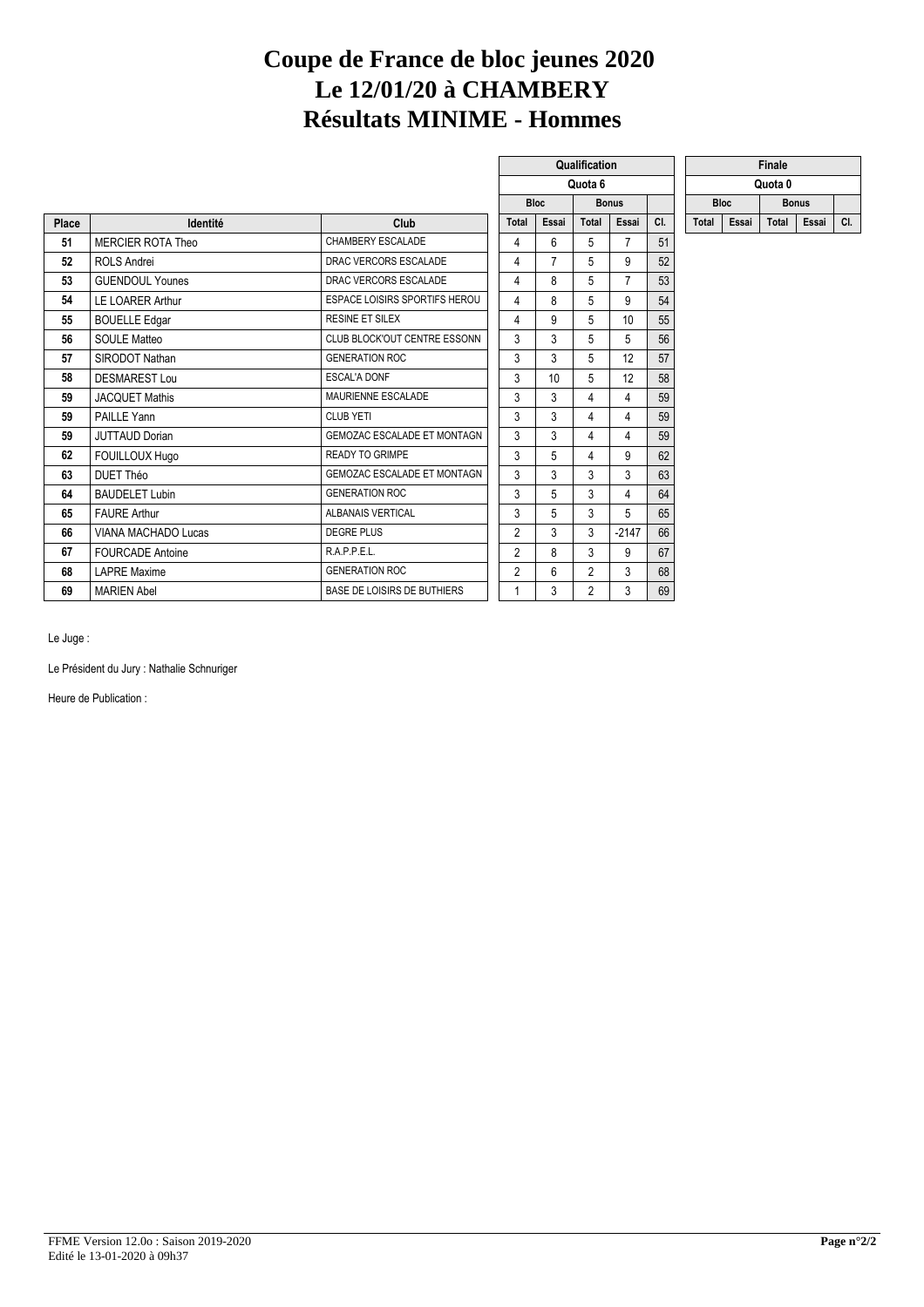# Coupe de France de bloc jeunes 2020
# Le 12/01/20 à CHAMBERY
# Résultats MINIME - Hommes

| | | | Qualification | | | | | Finale | | | | |
|---|---|---|---|---|---|---|---|---|---|---|---|---|
| | | | Quota 6 | | | | | Quota 0 | | | | |
| | | | Bloc | | Bonus | | | Bloc | | Bonus | | |
| Place | Identité | Club | Total | Essai | Total | Essai | Cl. | Total | Essai | Total | Essai | Cl. |
| 51 | MERCIER ROTA Theo | CHAMBERY ESCALADE | 4 | 6 | 5 | 7 | 51 | | | | | |
| 52 | ROLS Andrei | DRAC VERCORS ESCALADE | 4 | 7 | 5 | 9 | 52 | | | | | |
| 53 | GUENDOUL Younes | DRAC VERCORS ESCALADE | 4 | 8 | 5 | 7 | 53 | | | | | |
| 54 | LE LOARER Arthur | ESPACE LOISIRS SPORTIFS HEROU | 4 | 8 | 5 | 9 | 54 | | | | | |
| 55 | BOUELLE Edgar | RESINE ET SILEX | 4 | 9 | 5 | 10 | 55 | | | | | |
| 56 | SOULE Matteo | CLUB BLOCK'OUT CENTRE ESSONN | 3 | 3 | 5 | 5 | 56 | | | | | |
| 57 | SIRODOT Nathan | GENERATION ROC | 3 | 3 | 5 | 12 | 57 | | | | | |
| 58 | DESMAREST Lou | ESCAL'A DONF | 3 | 10 | 5 | 12 | 58 | | | | | |
| 59 | JACQUET Mathis | MAURIENNE ESCALADE | 3 | 3 | 4 | 4 | 59 | | | | | |
| 59 | PAILLE Yann | CLUB YETI | 3 | 3 | 4 | 4 | 59 | | | | | |
| 59 | JUTTAUD Dorian | GEMOZAC ESCALADE ET MONTAGN | 3 | 3 | 4 | 4 | 59 | | | | | |
| 62 | FOUILLOUX Hugo | READY TO GRIMPE | 3 | 5 | 4 | 9 | 62 | | | | | |
| 63 | DUET Théo | GEMOZAC ESCALADE ET MONTAGN | 3 | 3 | 3 | 3 | 63 | | | | | |
| 64 | BAUDELET Lubin | GENERATION ROC | 3 | 5 | 3 | 4 | 64 | | | | | |
| 65 | FAURE Arthur | ALBANAIS VERTICAL | 3 | 5 | 3 | 5 | 65 | | | | | |
| 66 | VIANA MACHADO Lucas | DEGRE PLUS | 2 | 3 | 3 | -2147 | 66 | | | | | |
| 67 | FOURCADE Antoine | R.A.P.P.E.L. | 2 | 8 | 3 | 9 | 67 | | | | | |
| 68 | LAPRE Maxime | GENERATION ROC | 2 | 6 | 2 | 3 | 68 | | | | | |
| 69 | MARIEN Abel | BASE DE LOISIRS DE BUTHIERS | 1 | 3 | 2 | 3 | 69 | | | | | |

Le Juge :

Le Président du Jury : Nathalie Schnuriger

Heure de Publication :

FFME Version 12.0o : Saison 2019-2020
Edité le 13-01-2020 à 09h37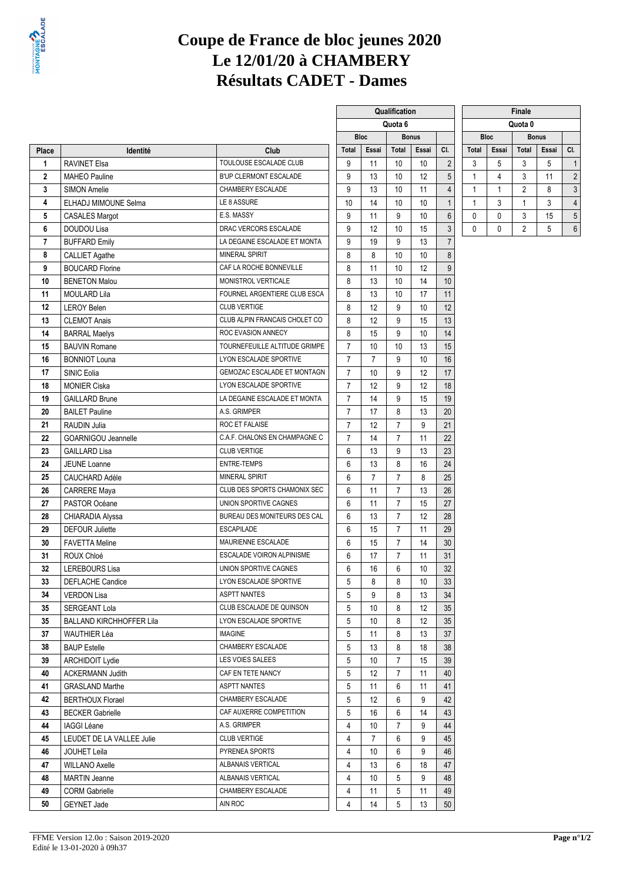# Coupe de France de bloc jeunes 2020
# Le 12/01/20 à CHAMBERY
# Résultats CADET - Dames

| Place | Identité | Club | Qualification | | | | | Finale | | | | |
|---|---|---|---|---|---|---|---|---|---|---|---|---|
| | | | Quota 6 | | | | | Quota 0 | | | | |
| | | | Bloc | | Bonus | | | Bloc | | Bonus | | |
| | | | Total | Essai | Total | Essai | Cl. | Total | Essai | Total | Essai | Cl. |
| 1 | RAVINET Elsa | TOULOUSE ESCALADE CLUB | 9 | 11 | 10 | 10 | 2 | 3 | 5 | 3 | 5 | 1 |
| 2 | MAHEO Pauline | B'UP CLERMONT ESCALADE | 9 | 13 | 10 | 12 | 5 | 1 | 4 | 3 | 11 | 2 |
| 3 | SIMON Amelie | CHAMBERY ESCALADE | 9 | 13 | 10 | 11 | 4 | 1 | 1 | 2 | 8 | 3 |
| 4 | ELHADJ MIMOUNE Selma | LE 8 ASSURE | 10 | 14 | 10 | 10 | 1 | 1 | 3 | 1 | 3 | 4 |
| 5 | CASALES Margot | E.S. MASSY | 9 | 11 | 9 | 10 | 6 | 0 | 0 | 3 | 15 | 5 |
| 6 | DOUDOU Lisa | DRAC VERCORS ESCALADE | 9 | 12 | 10 | 15 | 3 | 0 | 0 | 2 | 5 | 6 |
| 7 | BUFFARD Emily | LA DEGAINE ESCALADE ET MONTA | 9 | 19 | 9 | 13 | 7 | | | | | |
| 8 | CALLIET Agathe | MINERAL SPIRIT | 8 | 8 | 10 | 10 | 8 | | | | | |
| 9 | BOUCARD Florine | CAF LA ROCHE BONNEVILLE | 8 | 11 | 10 | 12 | 9 | | | | | |
| 10 | BENETON Malou | MONISTROL VERTICALE | 8 | 13 | 10 | 14 | 10 | | | | | |
| 11 | MOULARD Lila | FOURNEL ARGENTIERE CLUB ESCA | 8 | 13 | 10 | 17 | 11 | | | | | |
| 12 | LEROY Belen | CLUB VERTIGE | 8 | 12 | 9 | 10 | 12 | | | | | |
| 13 | CLEMOT Anais | CLUB ALPIN FRANCAIS CHOLET CO | 8 | 12 | 9 | 15 | 13 | | | | | |
| 14 | BARRAL Maelys | ROC EVASION ANNECY | 8 | 15 | 9 | 10 | 14 | | | | | |
| 15 | BAUVIN Romane | TOURNEFEUILLE ALTITUDE GRIMPE | 7 | 10 | 10 | 13 | 15 | | | | | |
| 16 | BONNIOT Louna | LYON ESCALADE SPORTIVE | 7 | 7 | 9 | 10 | 16 | | | | | |
| 17 | SINIC Eolia | GEMOZAC ESCALADE ET MONTAGN | 7 | 10 | 9 | 12 | 17 | | | | | |
| 18 | MONIER Ciska | LYON ESCALADE SPORTIVE | 7 | 12 | 9 | 12 | 18 | | | | | |
| 19 | GAILLARD Brune | LA DEGAINE ESCALADE ET MONTA | 7 | 14 | 9 | 15 | 19 | | | | | |
| 20 | BAILET Pauline | A.S. GRIMPER | 7 | 17 | 8 | 13 | 20 | | | | | |
| 21 | RAUDIN Julia | ROC ET FALAISE | 7 | 12 | 7 | 9 | 21 | | | | | |
| 22 | GOARNIGOU Jeannelle | C.A.F. CHALONS EN CHAMPAGNE C | 7 | 14 | 7 | 11 | 22 | | | | | |
| 23 | GAILLARD Lisa | CLUB VERTIGE | 6 | 13 | 9 | 13 | 23 | | | | | |
| 24 | JEUNE Loanne | ENTRE-TEMPS | 6 | 13 | 8 | 16 | 24 | | | | | |
| 25 | CAUCHARD Adèle | MINERAL SPIRIT | 6 | 7 | 7 | 8 | 25 | | | | | |
| 26 | CARRERE Maya | CLUB DES SPORTS CHAMONIX SEC | 6 | 11 | 7 | 13 | 26 | | | | | |
| 27 | PASTOR Océane | UNION SPORTIVE CAGNES | 6 | 11 | 7 | 15 | 27 | | | | | |
| 28 | CHIARADIA Alyssa | BUREAU DES MONITEURS DES CAL | 6 | 13 | 7 | 12 | 28 | | | | | |
| 29 | DEFOUR Juliette | ESCAPILADE | 6 | 15 | 7 | 11 | 29 | | | | | |
| 30 | FAVETTA Meline | MAURIENNE ESCALADE | 6 | 15 | 7 | 14 | 30 | | | | | |
| 31 | ROUX Chloé | ESCALADE VOIRON ALPINISME | 6 | 17 | 7 | 11 | 31 | | | | | |
| 32 | LEREBOURS Lisa | UNION SPORTIVE CAGNES | 6 | 16 | 6 | 10 | 32 | | | | | |
| 33 | DEFLACHE Candice | LYON ESCALADE SPORTIVE | 5 | 8 | 8 | 10 | 33 | | | | | |
| 34 | VERDON Lisa | ASPTT NANTES | 5 | 9 | 8 | 13 | 34 | | | | | |
| 35 | SERGEANT Lola | CLUB ESCALADE DE QUINSON | 5 | 10 | 8 | 12 | 35 | | | | | |
| 35 | BALLAND KIRCHHOFFER Lila | LYON ESCALADE SPORTIVE | 5 | 10 | 8 | 12 | 35 | | | | | |
| 37 | WAUTHIER Léa | IMAGINE | 5 | 11 | 8 | 13 | 37 | | | | | |
| 38 | BAUP Estelle | CHAMBERY ESCALADE | 5 | 13 | 8 | 18 | 38 | | | | | |
| 39 | ARCHIDOIT Lydie | LES VOIES SALEES | 5 | 10 | 7 | 15 | 39 | | | | | |
| 40 | ACKERMANN Judith | CAF EN TETE NANCY | 5 | 12 | 7 | 11 | 40 | | | | | |
| 41 | GRASLAND Marthe | ASPTT NANTES | 5 | 11 | 6 | 11 | 41 | | | | | |
| 42 | BERTHOUX Florael | CHAMBERY ESCALADE | 5 | 12 | 6 | 9 | 42 | | | | | |
| 43 | BECKER Gabrielle | CAF AUXERRE COMPETITION | 5 | 16 | 6 | 14 | 43 | | | | | |
| 44 | IAGGI Léane | A.S. GRIMPER | 4 | 10 | 7 | 9 | 44 | | | | | |
| 45 | LEUDET DE LA VALLEE Julie | CLUB VERTIGE | 4 | 7 | 6 | 9 | 45 | | | | | |
| 46 | JOUHET Leila | PYRENEA SPORTS | 4 | 10 | 6 | 9 | 46 | | | | | |
| 47 | WILLANO Axelle | ALBANAIS VERTICAL | 4 | 13 | 6 | 18 | 47 | | | | | |
| 48 | MARTIN Jeanne | ALBANAIS VERTICAL | 4 | 10 | 5 | 9 | 48 | | | | | |
| 49 | CORM Gabrielle | CHAMBERY ESCALADE | 4 | 11 | 5 | 11 | 49 | | | | | |
| 50 | GEYNET Jade | AIN ROC | 4 | 14 | 5 | 13 | 50 | | | | | |

FFME Version 12.0o : Saison 2019-2020
Edité le 13-01-2020 à 09h37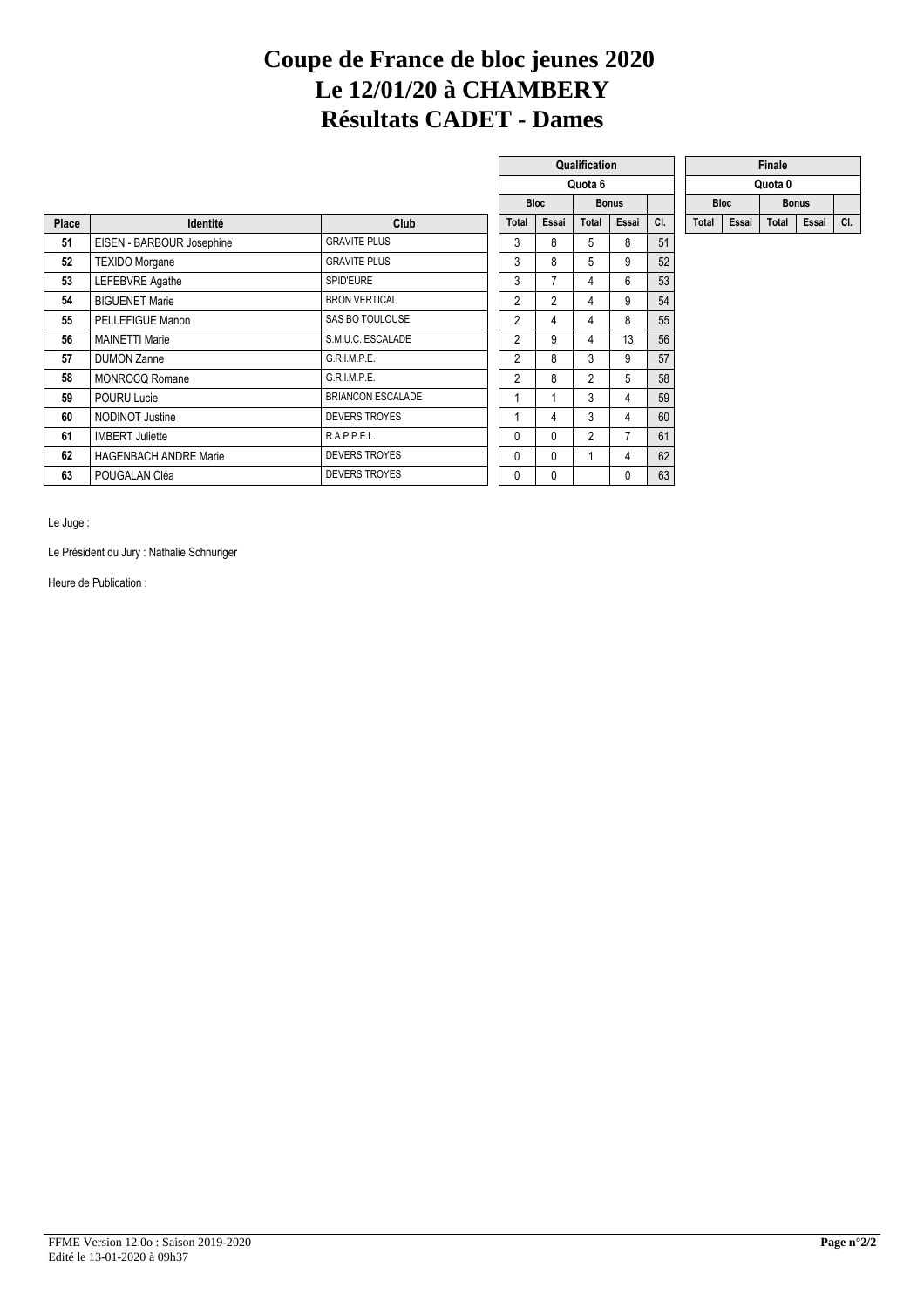# Coupe de France de bloc jeunes 2020
# Le 12/01/20 à CHAMBERY
# Résultats CADET - Dames

| | | | Qualification | | | | | Finale | | | | |
|---|---|---|---|---|---|---|---|---|---|---|---|---|
| | | | Quota 6 | | | | | Quota 0 | | | | |
| | | | Bloc | | Bonus | | | Bloc | | Bonus | | |
| Place | Identité | Club | Total | Essai | Total | Essai | Cl. | Total | Essai | Total | Essai | Cl. |
| 51 | EISEN - BARBOUR Josephine | GRAVITE PLUS | 3 | 8 | 5 | 8 | 51 | | | | | |
| 52 | TEXIDO Morgane | GRAVITE PLUS | 3 | 8 | 5 | 9 | 52 | | | | | |
| 53 | LEFEBVRE Agathe | SPID'EURE | 3 | 7 | 4 | 6 | 53 | | | | | |
| 54 | BIGUENET Marie | BRON VERTICAL | 2 | 2 | 4 | 9 | 54 | | | | | |
| 55 | PELLEFIGUE Manon | SAS BO TOULOUSE | 2 | 4 | 4 | 8 | 55 | | | | | |
| 56 | MAINETTI Marie | S.M.U.C. ESCALADE | 2 | 9 | 4 | 13 | 56 | | | | | |
| 57 | DUMON Zanne | G.R.I.M.P.E. | 2 | 8 | 3 | 9 | 57 | | | | | |
| 58 | MONROCQ Romane | G.R.I.M.P.E. | 2 | 8 | 2 | 5 | 58 | | | | | |
| 59 | POURU Lucie | BRIANCON ESCALADE | 1 | 1 | 3 | 4 | 59 | | | | | |
| 60 | NODINOT Justine | DEVERS TROYES | 1 | 4 | 3 | 4 | 60 | | | | | |
| 61 | IMBERT Juliette | R.A.P.P.E.L. | 0 | 0 | 2 | 7 | 61 | | | | | |
| 62 | HAGENBACH ANDRE Marie | DEVERS TROYES | 0 | 0 | 1 | 4 | 62 | | | | | |
| 63 | POUGALAN Cléa | DEVERS TROYES | 0 | 0 | | 0 | 63 | | | | | |

Le Juge :

Le Président du Jury : Nathalie Schnuriger

Heure de Publication :

FFME Version 12.0o : Saison 2019-2020
Edité le 13-01-2020 à 09h37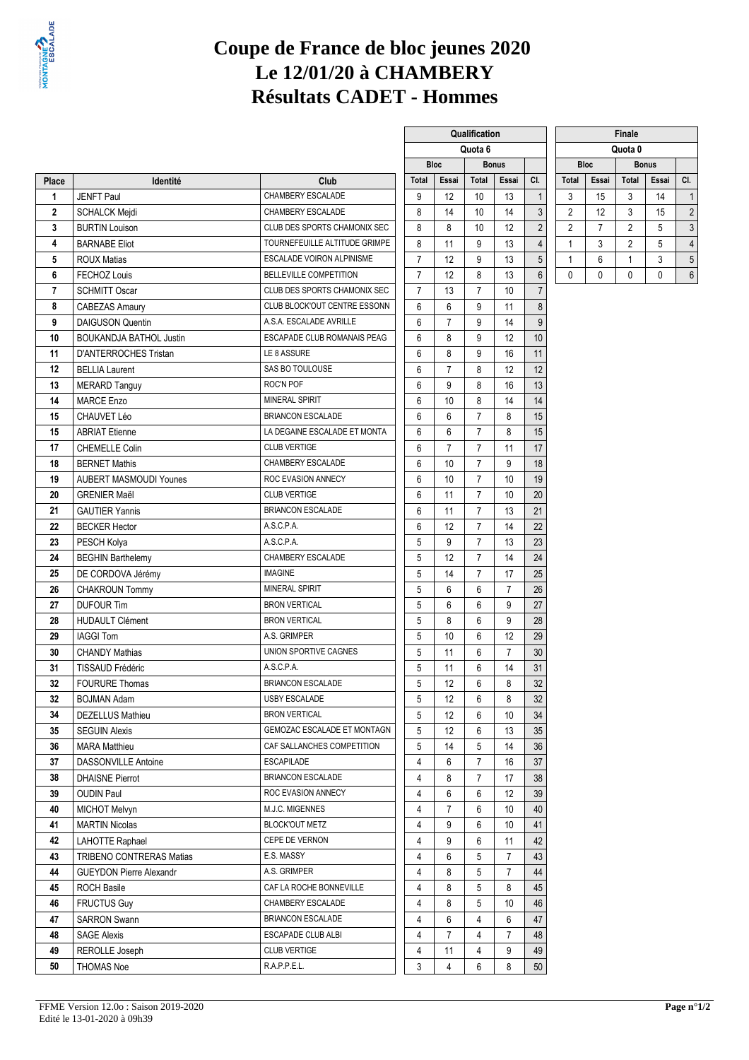# Coupe de France de bloc jeunes 2020
# Le 12/01/20 à CHAMBERY
# Résultats CADET - Hommes

| | | | Qualification | | | | | Finale | | | | |
|---|---|---|---|---|---|---|---|---|---|---|---|---|
| | | | Quota 6 | | | | | Quota 0 | | | | |
| | | | Bloc | | Bonus | | | Bloc | | Bonus | | |
| Place | Identité | Club | Total | Essai | Total | Essai | Cl. | Total | Essai | Total | Essai | Cl. |
| 1 | JENFT Paul | CHAMBERY ESCALADE | 9 | 12 | 10 | 13 | 1 | 3 | 15 | 3 | 14 | 1 |
| 2 | SCHALCK Mejdi | CHAMBERY ESCALADE | 8 | 14 | 10 | 14 | 3 | 2 | 12 | 3 | 15 | 2 |
| 3 | BURTIN Louison | CLUB DES SPORTS CHAMONIX SEC | 8 | 8 | 10 | 12 | 2 | 2 | 7 | 2 | 5 | 3 |
| 4 | BARNABE Eliot | TOURNEFEUILLE ALTITUDE GRIMPE | 8 | 11 | 9 | 13 | 4 | 1 | 3 | 2 | 5 | 4 |
| 5 | ROUX Matias | ESCALADE VOIRON ALPINISME | 7 | 12 | 9 | 13 | 5 | 1 | 6 | 1 | 3 | 5 |
| 6 | FECHOZ Louis | BELLEVILLE COMPETITION | 7 | 12 | 8 | 13 | 6 | 0 | 0 | 0 | 0 | 6 |
| 7 | SCHMITT Oscar | CLUB DES SPORTS CHAMONIX SEC | 7 | 13 | 7 | 10 | 7 | | | | | |
| 8 | CABEZAS Amaury | CLUB BLOCK'OUT CENTRE ESSONN | 6 | 6 | 9 | 11 | 8 | | | | | |
| 9 | DAIGUSON Quentin | A.S.A. ESCALADE AVRILLE | 6 | 7 | 9 | 14 | 9 | | | | | |
| 10 | BOUKANDJA BATHOL Justin | ESCAPADE CLUB ROMANAIS PEAG | 6 | 8 | 9 | 12 | 10 | | | | | |
| 11 | D'ANTERROCHES Tristan | LE 8 ASSURE | 6 | 8 | 9 | 16 | 11 | | | | | |
| 12 | BELLIA Laurent | SAS BO TOULOUSE | 6 | 7 | 8 | 12 | 12 | | | | | |
| 13 | MERARD Tanguy | ROC'N POF | 6 | 9 | 8 | 16 | 13 | | | | | |
| 14 | MARCE Enzo | MINERAL SPIRIT | 6 | 10 | 8 | 14 | 14 | | | | | |
| 15 | CHAUVET Léo | BRIANCON ESCALADE | 6 | 6 | 7 | 8 | 15 | | | | | |
| 15 | ABRIAT Etienne | LA DEGAINE ESCALADE ET MONTA | 6 | 6 | 7 | 8 | 15 | | | | | |
| 17 | CHEMELLE Colin | CLUB VERTIGE | 6 | 7 | 7 | 11 | 17 | | | | | |
| 18 | BERNET Mathis | CHAMBERY ESCALADE | 6 | 10 | 7 | 9 | 18 | | | | | |
| 19 | AUBERT MASMOUDI Younes | ROC EVASION ANNECY | 6 | 10 | 7 | 10 | 19 | | | | | |
| 20 | GRENIER Maël | CLUB VERTIGE | 6 | 11 | 7 | 10 | 20 | | | | | |
| 21 | GAUTIER Yannis | BRIANCON ESCALADE | 6 | 11 | 7 | 13 | 21 | | | | | |
| 22 | BECKER Hector | A.S.C.P.A. | 6 | 12 | 7 | 14 | 22 | | | | | |
| 23 | PESCH Kolya | A.S.C.P.A. | 5 | 9 | 7 | 13 | 23 | | | | | |
| 24 | BEGHIN Barthelemy | CHAMBERY ESCALADE | 5 | 12 | 7 | 14 | 24 | | | | | |
| 25 | DE CORDOVA Jérémy | IMAGINE | 5 | 14 | 7 | 17 | 25 | | | | | |
| 26 | CHAKROUN Tommy | MINERAL SPIRIT | 5 | 6 | 6 | 7 | 26 | | | | | |
| 27 | DUFOUR Tim | BRON VERTICAL | 5 | 6 | 6 | 9 | 27 | | | | | |
| 28 | HUDAULT Clément | BRON VERTICAL | 5 | 8 | 6 | 9 | 28 | | | | | |
| 29 | IAGGI Tom | A.S. GRIMPER | 5 | 10 | 6 | 12 | 29 | | | | | |
| 30 | CHANDY Mathias | UNION SPORTIVE CAGNES | 5 | 11 | 6 | 7 | 30 | | | | | |
| 31 | TISSAUD Frédéric | A.S.C.P.A. | 5 | 11 | 6 | 14 | 31 | | | | | |
| 32 | FOURURE Thomas | BRIANCON ESCALADE | 5 | 12 | 6 | 8 | 32 | | | | | |
| 32 | BOJMAN Adam | USBY ESCALADE | 5 | 12 | 6 | 8 | 32 | | | | | |
| 34 | DEZELLUS Mathieu | BRON VERTICAL | 5 | 12 | 6 | 10 | 34 | | | | | |
| 35 | SEGUIN Alexis | GEMOZAC ESCALADE ET MONTAGN | 5 | 12 | 6 | 13 | 35 | | | | | |
| 36 | MARA Matthieu | CAF SALLANCHES COMPETITION | 5 | 14 | 5 | 14 | 36 | | | | | |
| 37 | DASSONVILLE Antoine | ESCAPILADE | 4 | 6 | 7 | 16 | 37 | | | | | |
| 38 | DHAISNE Pierrot | BRIANCON ESCALADE | 4 | 8 | 7 | 17 | 38 | | | | | |
| 39 | OUDIN Paul | ROC EVASION ANNECY | 4 | 6 | 6 | 12 | 39 | | | | | |
| 40 | MICHOT Melvyn | M.J.C. MIGENNES | 4 | 7 | 6 | 10 | 40 | | | | | |
| 41 | MARTIN Nicolas | BLOCK'OUT METZ | 4 | 9 | 6 | 10 | 41 | | | | | |
| 42 | LAHOTTE Raphael | CEPE DE VERNON | 4 | 9 | 6 | 11 | 42 | | | | | |
| 43 | TRIBENO CONTRERAS Matias | E.S. MASSY | 4 | 6 | 5 | 7 | 43 | | | | | |
| 44 | GUEYDON Pierre Alexandr | A.S. GRIMPER | 4 | 8 | 5 | 7 | 44 | | | | | |
| 45 | ROCH Basile | CAF LA ROCHE BONNEVILLE | 4 | 8 | 5 | 8 | 45 | | | | | |
| 46 | FRUCTUS Guy | CHAMBERY ESCALADE | 4 | 8 | 5 | 10 | 46 | | | | | |
| 47 | SARRON Swann | BRIANCON ESCALADE | 4 | 6 | 4 | 6 | 47 | | | | | |
| 48 | SAGE Alexis | ESCAPADE CLUB ALBI | 4 | 7 | 4 | 7 | 48 | | | | | |
| 49 | REROLLE Joseph | CLUB VERTIGE | 4 | 11 | 4 | 9 | 49 | | | | | |
| 50 | THOMAS Noe | R.A.P.P.E.L. | 3 | 4 | 6 | 8 | 50 | | | | | |

FFME Version 12.0o : Saison 2019-2020
Edité le 13-01-2020 à 09h39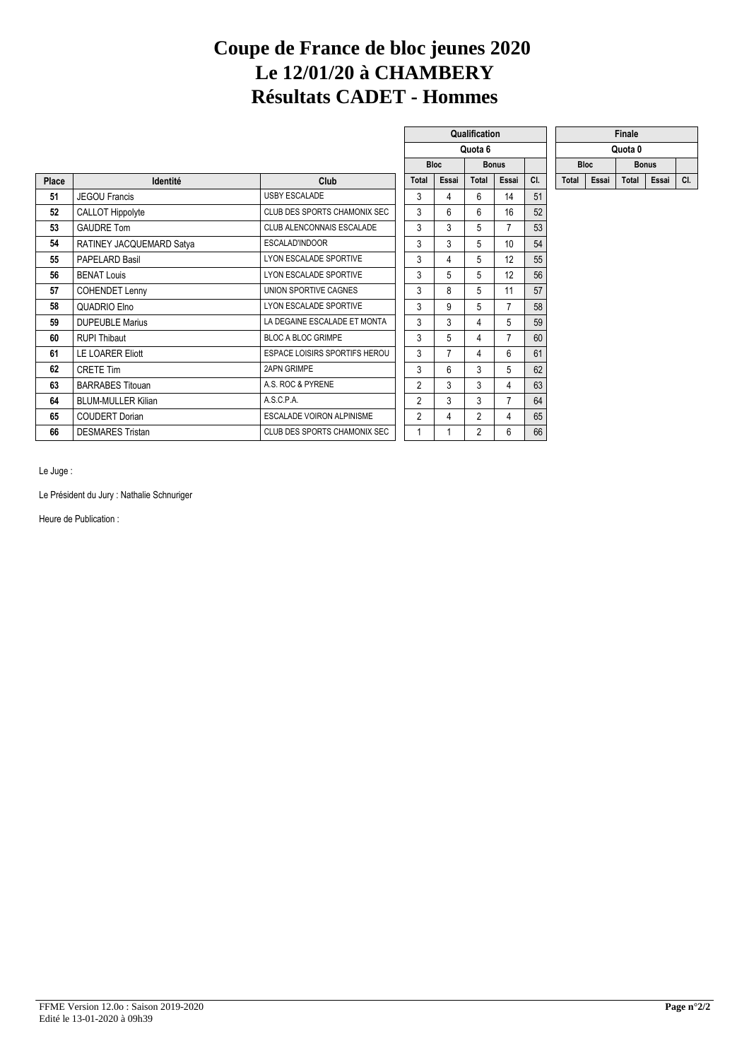# Coupe de France de bloc jeunes 2020
# Le 12/01/20 à CHAMBERY
# Résultats CADET - Hommes

| | | | Qualification | | | | | Finale | | | | |
|---|---|---|---|---|---|---|---|---|---|---|---|---|
| | | | Quota 6 | | | | | Quota 0 | | | | |
| | | | Bloc | | Bonus | | | Bloc | | Bonus | | |
| Place | Identité | Club | Total | Essai | Total | Essai | Cl. | Total | Essai | Total | Essai | Cl. |
| 51 | JEGOU Francis | USBY ESCALADE | 3 | 4 | 6 | 14 | 51 | | | | | |
| 52 | CALLOT Hippolyte | CLUB DES SPORTS CHAMONIX SEC | 3 | 6 | 6 | 16 | 52 | | | | | |
| 53 | GAUDRE Tom | CLUB ALENCONNAIS ESCALADE | 3 | 3 | 5 | 7 | 53 | | | | | |
| 54 | RATINEY JACQUEMARD Satya | ESCALAD'INDOOR | 3 | 3 | 5 | 10 | 54 | | | | | |
| 55 | PAPELARD Basil | LYON ESCALADE SPORTIVE | 3 | 4 | 5 | 12 | 55 | | | | | |
| 56 | BENAT Louis | LYON ESCALADE SPORTIVE | 3 | 5 | 5 | 12 | 56 | | | | | |
| 57 | COHENDET Lenny | UNION SPORTIVE CAGNES | 3 | 8 | 5 | 11 | 57 | | | | | |
| 58 | QUADRIO Elno | LYON ESCALADE SPORTIVE | 3 | 9 | 5 | 7 | 58 | | | | | |
| 59 | DUPEUBLE Marius | LA DEGAINE ESCALADE ET MONTA | 3 | 3 | 4 | 5 | 59 | | | | | |
| 60 | RUPI Thibaut | BLOC A BLOC GRIMPE | 3 | 5 | 4 | 7 | 60 | | | | | |
| 61 | LE LOARER Eliott | ESPACE LOISIRS SPORTIFS HEROU | 3 | 7 | 4 | 6 | 61 | | | | | |
| 62 | CRETE Tim | 2APN GRIMPE | 3 | 6 | 3 | 5 | 62 | | | | | |
| 63 | BARRABES Titouan | A.S. ROC & PYRENE | 2 | 3 | 3 | 4 | 63 | | | | | |
| 64 | BLUM-MULLER Kilian | A.S.C.P.A. | 2 | 3 | 3 | 7 | 64 | | | | | |
| 65 | COUDERT Dorian | ESCALADE VOIRON ALPINISME | 2 | 4 | 2 | 4 | 65 | | | | | |
| 66 | DESMARES Tristan | CLUB DES SPORTS CHAMONIX SEC | 1 | 1 | 2 | 6 | 66 | | | | | |

Le Juge :

Le Président du Jury : Nathalie Schnuriger

Heure de Publication :

FFME Version 12.0o : Saison 2019-2020
Edité le 13-01-2020 à 09h39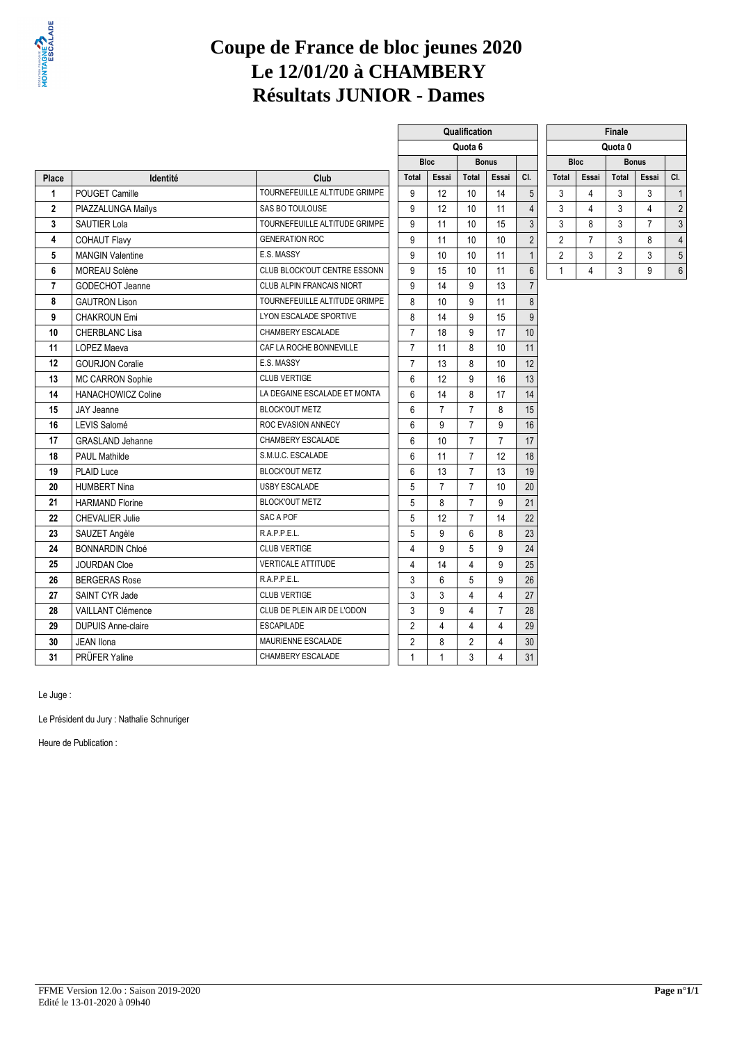# Coupe de France de bloc jeunes 2020
# Le 12/01/20 à CHAMBERY
# Résultats JUNIOR - Dames

| | | | Qualification | | | | | Finale | | | | |
|---|---|---|---|---|---|---|---|---|---|---|---|---|
| | | | Quota 6 | | | | | Quota 0 | | | | |
| | | | Bloc | | Bonus | | | Bloc | | Bonus | | |
| Place | Identité | Club | Total | Essai | Total | Essai | Cl. | Total | Essai | Total | Essai | Cl. |
| 1 | POUGET Camille | TOURNEFEUILLE ALTITUDE GRIMPE | 9 | 12 | 10 | 14 | 5 | 3 | 4 | 3 | 3 | 1 |
| 2 | PIAZZALUNGA Maïlys | SAS BO TOULOUSE | 9 | 12 | 10 | 11 | 4 | 3 | 4 | 3 | 4 | 2 |
| 3 | SAUTIER Lola | TOURNEFEUILLE ALTITUDE GRIMPE | 9 | 11 | 10 | 15 | 3 | 3 | 8 | 3 | 7 | 3 |
| 4 | COHAUT Flavy | GENERATION ROC | 9 | 11 | 10 | 10 | 2 | 2 | 7 | 3 | 8 | 4 |
| 5 | MANGIN Valentine | E.S. MASSY | 9 | 10 | 10 | 11 | 1 | 2 | 3 | 2 | 3 | 5 |
| 6 | MOREAU Solène | CLUB BLOCK'OUT CENTRE ESSONN | 9 | 15 | 10 | 11 | 6 | 1 | 4 | 3 | 9 | 6 |
| 7 | GODECHOT Jeanne | CLUB ALPIN FRANCAIS NIORT | 9 | 14 | 9 | 13 | 7 | | | | | |
| 8 | GAUTRON Lison | TOURNEFEUILLE ALTITUDE GRIMPE | 8 | 10 | 9 | 11 | 8 | | | | | |
| 9 | CHAKROUN Emi | LYON ESCALADE SPORTIVE | 8 | 14 | 9 | 15 | 9 | | | | | |
| 10 | CHERBLANC Lisa | CHAMBERY ESCALADE | 7 | 18 | 9 | 17 | 10 | | | | | |
| 11 | LOPEZ Maeva | CAF LA ROCHE BONNEVILLE | 7 | 11 | 8 | 10 | 11 | | | | | |
| 12 | GOURJON Coralie | E.S. MASSY | 7 | 13 | 8 | 10 | 12 | | | | | |
| 13 | MC CARRON Sophie | CLUB VERTIGE | 6 | 12 | 9 | 16 | 13 | | | | | |
| 14 | HANACHOWICZ Coline | LA DEGAINE ESCALADE ET MONTA | 6 | 14 | 8 | 17 | 14 | | | | | |
| 15 | JAY Jeanne | BLOCK'OUT METZ | 6 | 7 | 7 | 8 | 15 | | | | | |
| 16 | LEVIS Salomé | ROC EVASION ANNECY | 6 | 9 | 7 | 9 | 16 | | | | | |
| 17 | GRASLAND Jehanne | CHAMBERY ESCALADE | 6 | 10 | 7 | 7 | 17 | | | | | |
| 18 | PAUL Mathilde | S.M.U.C. ESCALADE | 6 | 11 | 7 | 12 | 18 | | | | | |
| 19 | PLAID Luce | BLOCK'OUT METZ | 6 | 13 | 7 | 13 | 19 | | | | | |
| 20 | HUMBERT Nina | USBY ESCALADE | 5 | 7 | 7 | 10 | 20 | | | | | |
| 21 | HARMAND Florine | BLOCK'OUT METZ | 5 | 8 | 7 | 9 | 21 | | | | | |
| 22 | CHEVALIER Julie | SAC A POF | 5 | 12 | 7 | 14 | 22 | | | | | |
| 23 | SAUZET Angèle | R.A.P.P.E.L. | 5 | 9 | 6 | 8 | 23 | | | | | |
| 24 | BONNARDIN Chloé | CLUB VERTIGE | 4 | 9 | 5 | 9 | 24 | | | | | |
| 25 | JOURDAN Cloe | VERTICALE ATTITUDE | 4 | 14 | 4 | 9 | 25 | | | | | |
| 26 | BERGERAS Rose | R.A.P.P.E.L. | 3 | 6 | 5 | 9 | 26 | | | | | |
| 27 | SAINT CYR Jade | CLUB VERTIGE | 3 | 3 | 4 | 4 | 27 | | | | | |
| 28 | VAILLANT Clémence | CLUB DE PLEIN AIR DE L'ODON | 3 | 9 | 4 | 7 | 28 | | | | | |
| 29 | DUPUIS Anne-claire | ESCAPILADE | 2 | 4 | 4 | 4 | 29 | | | | | |
| 30 | JEAN Ilona | MAURIENNE ESCALADE | 2 | 8 | 2 | 4 | 30 | | | | | |
| 31 | PRÜFER Yaline | CHAMBERY ESCALADE | 1 | 1 | 3 | 4 | 31 | | | | | |

Le Juge :

Le Président du Jury : Nathalie Schnuriger

Heure de Publication :

FFME Version 12.0o : Saison 2019-2020
Edité le 13-01-2020 à 09h40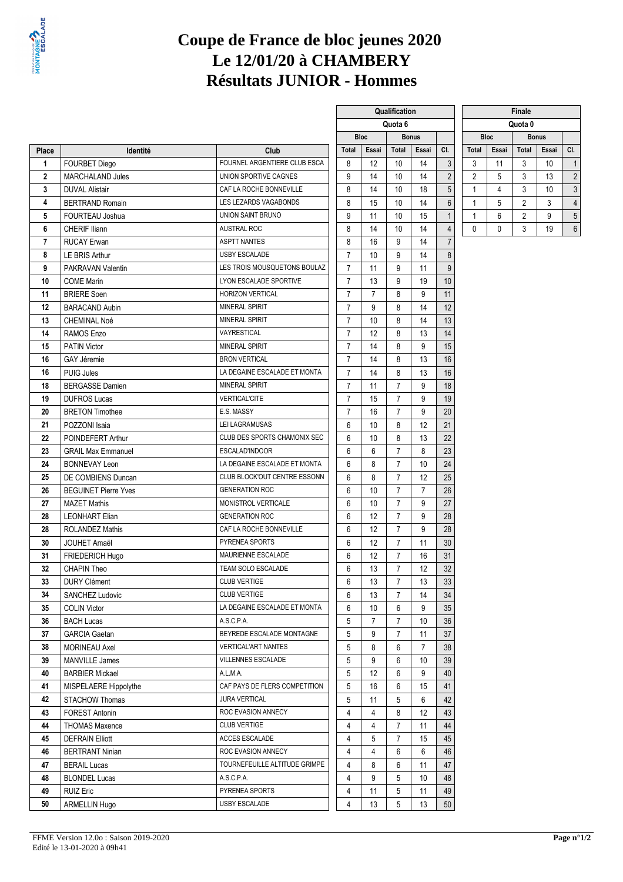# Coupe de France de bloc jeunes 2020
# Le 12/01/20 à CHAMBERY
# Résultats JUNIOR - Hommes

| Place | Identité | Club | Qualification Quota 6 Bloc Total | Bloc Essai | Bonus Total | Bonus Essai | Cl. | Finale Quota 0 Bloc Total | Bloc Essai | Bonus Total | Bonus Essai | Cl. |
|---|---|---|---|---|---|---|---|---|---|---|---|---|
| 1 | FOURBET Diego | FOURNEL ARGENTIERE CLUB ESCA | 8 | 12 | 10 | 14 | 3 | 3 | 11 | 3 | 10 | 1 |
| 2 | MARCHALAND Jules | UNION SPORTIVE CAGNES | 9 | 14 | 10 | 14 | 2 | 2 | 5 | 3 | 13 | 2 |
| 3 | DUVAL Alistair | CAF LA ROCHE BONNEVILLE | 8 | 14 | 10 | 18 | 5 | 1 | 4 | 3 | 10 | 3 |
| 4 | BERTRAND Romain | LES LEZARDS VAGABONDS | 8 | 15 | 10 | 14 | 6 | 1 | 5 | 2 | 3 | 4 |
| 5 | FOURTEAU Joshua | UNION SAINT BRUNO | 9 | 11 | 10 | 15 | 1 | 1 | 6 | 2 | 9 | 5 |
| 6 | CHERIF Iliann | AUSTRAL ROC | 8 | 14 | 10 | 14 | 4 | 0 | 0 | 3 | 19 | 6 |
| 7 | RUCAY Erwan | ASPTT NANTES | 8 | 16 | 9 | 14 | 7 | | | | | |
| 8 | LE BRIS Arthur | USBY ESCALADE | 7 | 10 | 9 | 14 | 8 | | | | | |
| 9 | PAKRAVAN Valentin | LES TROIS MOUSQUETONS BOULAZ | 7 | 11 | 9 | 11 | 9 | | | | | |
| 10 | COME Marin | LYON ESCALADE SPORTIVE | 7 | 13 | 9 | 19 | 10 | | | | | |
| 11 | BRIERE Soen | HORIZON VERTICAL | 7 | 7 | 8 | 9 | 11 | | | | | |
| 12 | BARACAND Aubin | MINERAL SPIRIT | 7 | 9 | 8 | 14 | 12 | | | | | |
| 13 | CHEMINAL Noé | MINERAL SPIRIT | 7 | 10 | 8 | 14 | 13 | | | | | |
| 14 | RAMOS Enzo | VAYRESTICAL | 7 | 12 | 8 | 13 | 14 | | | | | |
| 15 | PATIN Victor | MINERAL SPIRIT | 7 | 14 | 8 | 9 | 15 | | | | | |
| 16 | GAY Jéremie | BRON VERTICAL | 7 | 14 | 8 | 13 | 16 | | | | | |
| 16 | PUIG Jules | LA DEGAINE ESCALADE ET MONTA | 7 | 14 | 8 | 13 | 16 | | | | | |
| 18 | BERGASSE Damien | MINERAL SPIRIT | 7 | 11 | 7 | 9 | 18 | | | | | |
| 19 | DUFROS Lucas | VERTICAL'CITE | 7 | 15 | 7 | 9 | 19 | | | | | |
| 20 | BRETON Timothee | E.S. MASSY | 7 | 16 | 7 | 9 | 20 | | | | | |
| 21 | POZZONI Isaia | LEI LAGRAMUSAS | 6 | 10 | 8 | 12 | 21 | | | | | |
| 22 | POINDEFERT Arthur | CLUB DES SPORTS CHAMONIX SEC | 6 | 10 | 8 | 13 | 22 | | | | | |
| 23 | GRAIL Max Emmanuel | ESCALAD'INDOOR | 6 | 6 | 7 | 8 | 23 | | | | | |
| 24 | BONNEVAY Leon | LA DEGAINE ESCALADE ET MONTA | 6 | 8 | 7 | 10 | 24 | | | | | |
| 25 | DE COMBIENS Duncan | CLUB BLOCK'OUT CENTRE ESSONN | 6 | 8 | 7 | 12 | 25 | | | | | |
| 26 | BEGUINET Pierre Yves | GENERATION ROC | 6 | 10 | 7 | 7 | 26 | | | | | |
| 27 | MAZET Mathis | MONISTROL VERTICALE | 6 | 10 | 7 | 9 | 27 | | | | | |
| 28 | LEONHART Elian | GENERATION ROC | 6 | 12 | 7 | 9 | 28 | | | | | |
| 28 | ROLANDEZ Mathis | CAF LA ROCHE BONNEVILLE | 6 | 12 | 7 | 9 | 28 | | | | | |
| 30 | JOUHET Amaël | PYRENEA SPORTS | 6 | 12 | 7 | 11 | 30 | | | | | |
| 31 | FRIEDERICH Hugo | MAURIENNE ESCALADE | 6 | 12 | 7 | 16 | 31 | | | | | |
| 32 | CHAPIN Theo | TEAM SOLO ESCALADE | 6 | 13 | 7 | 12 | 32 | | | | | |
| 33 | DURY Clément | CLUB VERTIGE | 6 | 13 | 7 | 13 | 33 | | | | | |
| 34 | SANCHEZ Ludovic | CLUB VERTIGE | 6 | 13 | 7 | 14 | 34 | | | | | |
| 35 | COLIN Victor | LA DEGAINE ESCALADE ET MONTA | 6 | 10 | 6 | 9 | 35 | | | | | |
| 36 | BACH Lucas | A.S.C.P.A. | 5 | 7 | 7 | 10 | 36 | | | | | |
| 37 | GARCIA Gaetan | BEYREDE ESCALADE MONTAGNE | 5 | 9 | 7 | 11 | 37 | | | | | |
| 38 | MORINEAU Axel | VERTICAL'ART NANTES | 5 | 8 | 6 | 7 | 38 | | | | | |
| 39 | MANVILLE James | VILLENNES ESCALADE | 5 | 9 | 6 | 10 | 39 | | | | | |
| 40 | BARBIER Mickael | A.L.M.A. | 5 | 12 | 6 | 9 | 40 | | | | | |
| 41 | MISPELAERE Hippolythe | CAF PAYS DE FLERS COMPETITION | 5 | 16 | 6 | 15 | 41 | | | | | |
| 42 | STACHOW Thomas | JURA VERTICAL | 5 | 11 | 5 | 6 | 42 | | | | | |
| 43 | FOREST Antonin | ROC EVASION ANNECY | 4 | 4 | 8 | 12 | 43 | | | | | |
| 44 | THOMAS Maxence | CLUB VERTIGE | 4 | 4 | 7 | 11 | 44 | | | | | |
| 45 | DEFRAIN Elliott | ACCES ESCALADE | 4 | 5 | 7 | 15 | 45 | | | | | |
| 46 | BERTRANT Ninian | ROC EVASION ANNECY | 4 | 4 | 6 | 6 | 46 | | | | | |
| 47 | BERAIL Lucas | TOURNEFEUILLE ALTITUDE GRIMPE | 4 | 8 | 6 | 11 | 47 | | | | | |
| 48 | BLONDEL Lucas | A.S.C.P.A. | 4 | 9 | 5 | 10 | 48 | | | | | |
| 49 | RUIZ Eric | PYRENEA SPORTS | 4 | 11 | 5 | 11 | 49 | | | | | |
| 50 | ARMELLIN Hugo | USBY ESCALADE | 4 | 13 | 5 | 13 | 50 | | | | | |

FFME Version 12.0o : Saison 2019-2020
Edité le 13-01-2020 à 09h41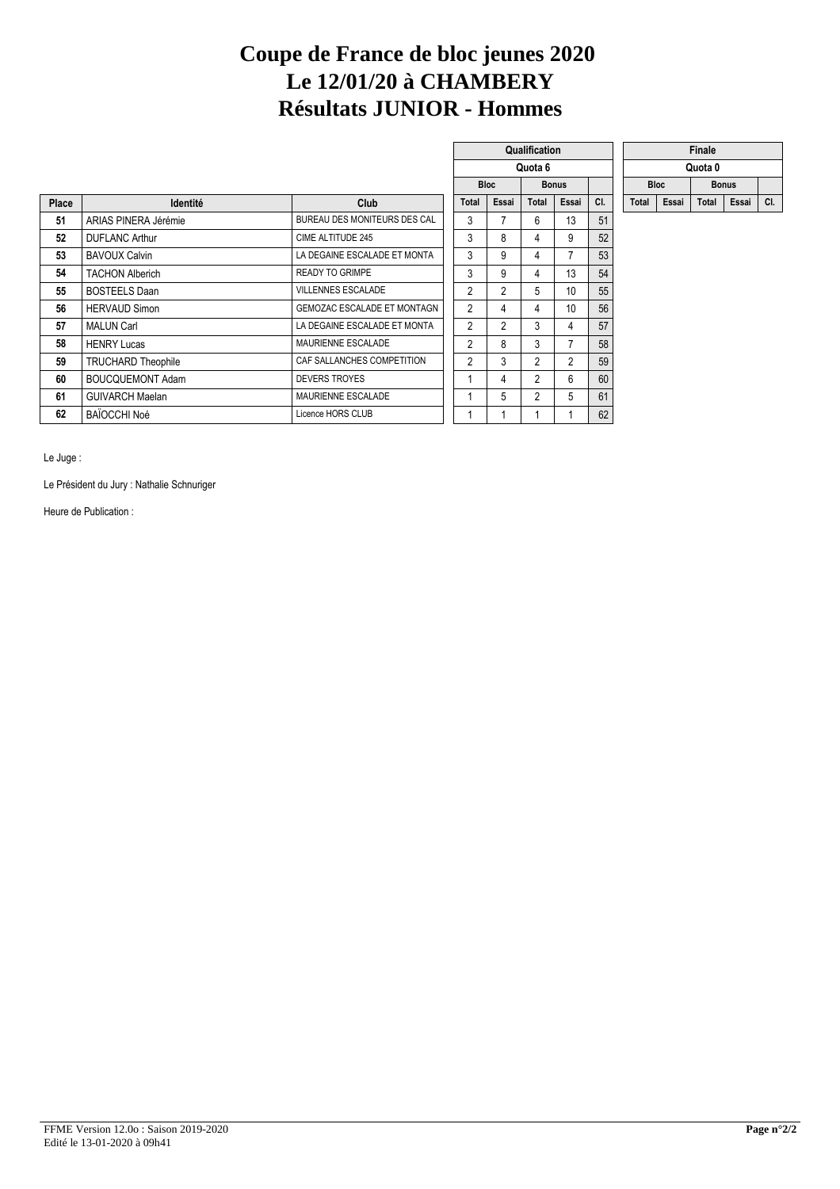# Coupe de France de bloc jeunes 2020
# Le 12/01/20 à CHAMBERY
# Résultats JUNIOR - Hommes

| | | | Qualification | | | | | Finale | | | | |
|---|---|---|---|---|---|---|---|---|---|---|---|---|
| | | | Quota 6 | | | | | Quota 0 | | | | |
| | | | Bloc | | Bonus | | | Bloc | | Bonus | | |
| Place | Identité | Club | Total | Essai | Total | Essai | Cl. | Total | Essai | Total | Essai | Cl. |
| 51 | ARIAS PINERA Jérémie | BUREAU DES MONITEURS DES CAL | 3 | 7 | 6 | 13 | 51 | | | | | |
| 52 | DUFLANC Arthur | CIME ALTITUDE 245 | 3 | 8 | 4 | 9 | 52 | | | | | |
| 53 | BAVOUX Calvin | LA DEGAINE ESCALADE ET MONTA | 3 | 9 | 4 | 7 | 53 | | | | | |
| 54 | TACHON Alberich | READY TO GRIMPE | 3 | 9 | 4 | 13 | 54 | | | | | |
| 55 | BOSTEELS Daan | VILLENNES ESCALADE | 2 | 2 | 5 | 10 | 55 | | | | | |
| 56 | HERVAUD Simon | GEMOZAC ESCALADE ET MONTAGN | 2 | 4 | 4 | 10 | 56 | | | | | |
| 57 | MALUN Carl | LA DEGAINE ESCALADE ET MONTA | 2 | 2 | 3 | 4 | 57 | | | | | |
| 58 | HENRY Lucas | MAURIENNE ESCALADE | 2 | 8 | 3 | 7 | 58 | | | | | |
| 59 | TRUCHARD Theophile | CAF SALLANCHES COMPETITION | 2 | 3 | 2 | 2 | 59 | | | | | |
| 60 | BOUCQUEMONT Adam | DEVERS TROYES | 1 | 4 | 2 | 6 | 60 | | | | | |
| 61 | GUIVARCH Maelan | MAURIENNE ESCALADE | 1 | 5 | 2 | 5 | 61 | | | | | |
| 62 | BAÏOCCHI Noé | Licence HORS CLUB | 1 | 1 | 1 | 1 | 62 | | | | | |

Le Juge :

Le Président du Jury : Nathalie Schnuriger

Heure de Publication :

FFME Version 12.0o : Saison 2019-2020
Edité le 13-01-2020 à 09h41